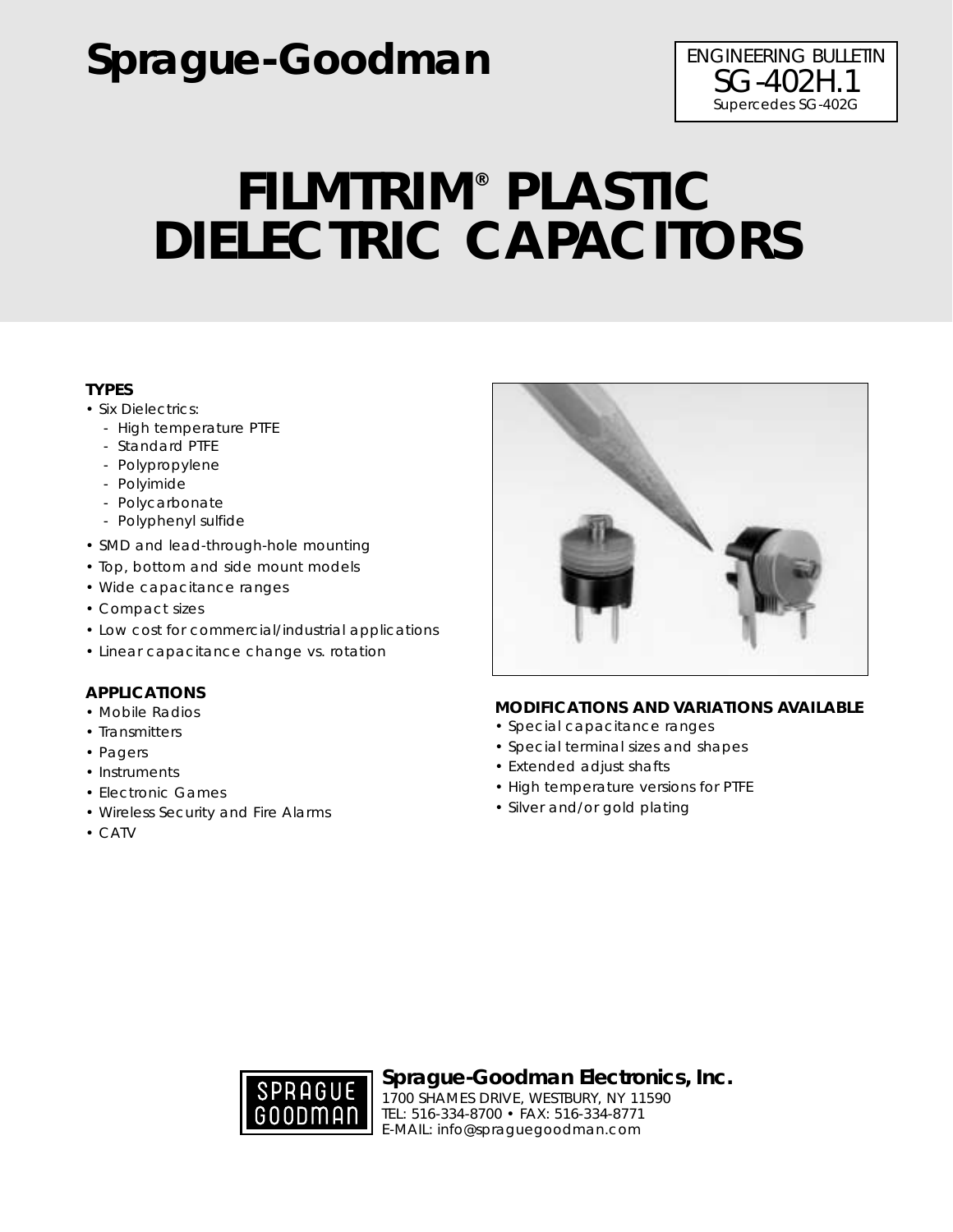# Sprague-Goodman

ENGINEERING BULLETIN
SG-402H.1
Supercedes SG-402G

# FILMTRIM® PLASTIC DIELECTRIC CAPACITORS

### TYPES

- Six Dielectrics:
  - High temperature PTFE
  - Standard PTFE
  - Polypropylene
  - Polyimide
  - Polycarbonate
  - Polyphenyl sulfide
- SMD and lead-through-hole mounting
- Top, bottom and side mount models
- Wide capacitance ranges
- Compact sizes
- Low cost for commercial/industrial applications
- Linear capacitance change vs. rotation

### APPLICATIONS

- Mobile Radios
- Transmitters
- Pagers
- Instruments
- Electronic Games
- Wireless Security and Fire Alarms
- CATV

### MODIFICATIONS AND VARIATIONS AVAILABLE

- Special capacitance ranges
- Special terminal sizes and shapes
- Extended adjust shafts
- High temperature versions for PTFE
- Silver and/or gold plating

**Sprague-Goodman Electronics, Inc.**
1700 SHAMES DRIVE, WESTBURY, NY 11590
TEL: 516-334-8700 • FAX: 516-334-8771
E-MAIL: info@spraguegoodman.com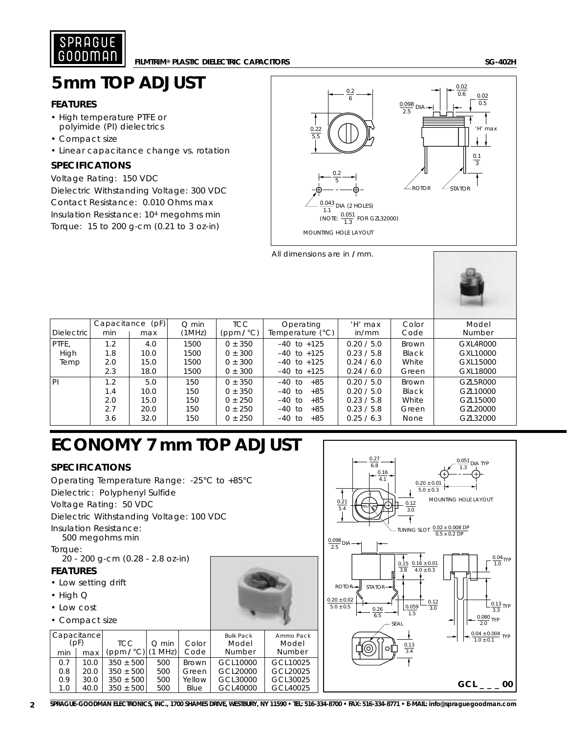# 5mm TOP ADJUST

### FEATURES

- High temperature PTFE or polyimide (PI) dielectrics
- Compact size
- Linear capacitance change vs. rotation

### SPECIFICATIONS

Voltage Rating: 150 VDC

Dielectric Withstanding Voltage: 300 VDC

Contact Resistance: 0.010 Ohms max

Insulation Resistance: $10^4$ megohms min

Torque: 15 to 200 g-cm (0.21 to 3 oz-in)

All dimensions are in / mm.

| Dielectric | Capacitance (pF) min | max | Q min (1MHz) | TCC (ppm / °C) | Operating Temperature (°C) | 'H' max in/mm | Color Code | Model Number |
|---|---|---|---|---|---|---|---|---|
| PTFE, High Temp | 1.2 | 4.0 | 1500 | 0 ± 350 | –40 to +125 | 0.20 / 5.0 | Brown | GXL4R000 |
| | 1.8 | 10.0 | 1500 | 0 ± 300 | –40 to +125 | 0.23 / 5.8 | Black | GXL10000 |
| | 2.0 | 15.0 | 1500 | 0 ± 300 | –40 to +125 | 0.24 / 6.0 | White | GXL15000 |
| | 2.3 | 18.0 | 1500 | 0 ± 300 | –40 to +125 | 0.24 / 6.0 | Green | GXL18000 |
| PI | 1.2 | 5.0 | 150 | 0 ± 350 | –40 to +85 | 0.20 / 5.0 | Brown | GZL5R000 |
| | 1.4 | 10.0 | 150 | 0 ± 350 | –40 to +85 | 0.20 / 5.0 | Black | GZL10000 |
| | 2.0 | 15.0 | 150 | 0 ± 250 | –40 to +85 | 0.23 / 5.8 | White | GZL15000 |
| | 2.7 | 20.0 | 150 | 0 ± 250 | –40 to +85 | 0.23 / 5.8 | Green | GZL20000 |
| | 3.6 | 32.0 | 150 | 0 ± 250 | –40 to +85 | 0.25 / 6.3 | None | GZL32000 |

# ECONOMY 7mm TOP ADJUST

### SPECIFICATIONS

Operating Temperature Range: -25°C to +85°C

Dielectric: Polyphenyl Sulfide

Voltage Rating: 50 VDC

Dielectric Withstanding Voltage: 100 VDC

Insulation Resistance:
500 megohms min

Torque:
20 - 200 g-cm (0.28 - 2.8 oz-in)

### FEATURES

- Low setting drift
- High Q
- Low cost
- Compact size

| Capacitance (pF) min | max | TCC (ppm / °C) | Q min (1 MHz) | Color Code | Bulk Pack Model Number | Ammo Pack Model Number |
|---|---|---|---|---|---|---|
| 0.7 | 10.0 | 350 ± 500 | 500 | Brown | GCL10000 | GCL10025 |
| 0.8 | 20.0 | 350 ± 500 | 500 | Green | GCL20000 | GCL20025 |
| 0.9 | 30.0 | 350 ± 500 | 500 | Yellow | GCL30000 | GCL30025 |
| 1.0 | 40.0 | 350 ± 500 | 500 | Blue | GCL40000 | GCL40025 |

GCL _ _ _ 00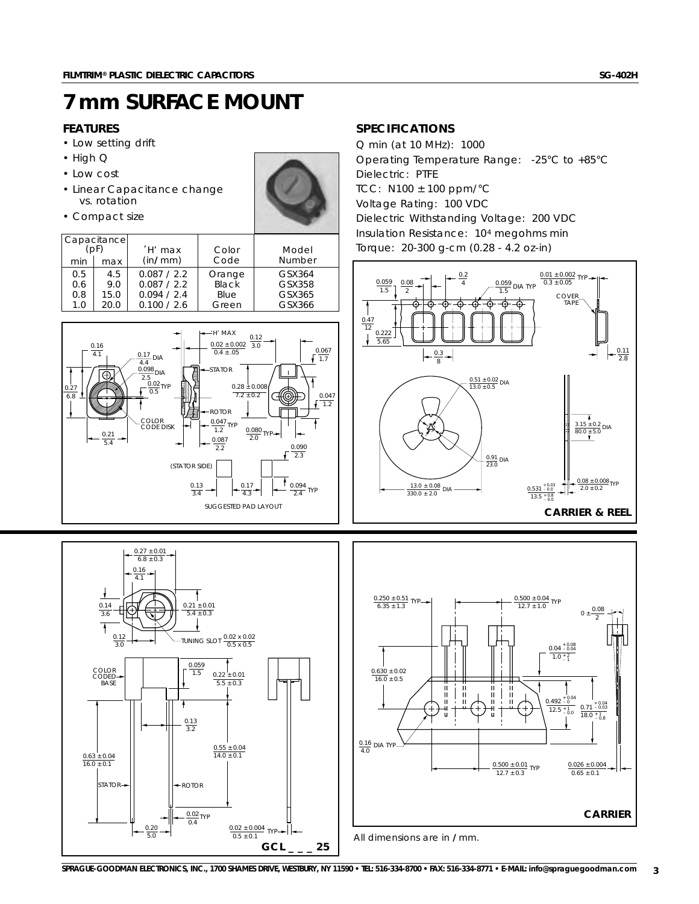# 7mm SURFACE MOUNT

## FEATURES

- Low setting drift
- High Q
- Low cost
- Linear Capacitance change vs. rotation
- Compact size

| Capacitance (pF) min | Capacitance (pF) max | 'H' max (in/mm) | Color Code | Model Number |
|---|---|---|---|---|
| 0.5 | 4.5 | 0.087 / 2.2 | Orange | GSX364 |
| 0.6 | 9.0 | 0.087 / 2.2 | Black | GSX358 |
| 0.8 | 15.0 | 0.094 / 2.4 | Blue | GSX365 |
| 1.0 | 20.0 | 0.100 / 2.6 | Green | GSX366 |

## SPECIFICATIONS

Q min (at 10 MHz): 1000

Operating Temperature Range: -25°C to +85°C

Dielectric: PTFE

TCC: N100 ± 100 ppm/°C

Voltage Rating: 100 VDC

Dielectric Withstanding Voltage: 200 VDC

Insulation Resistance: $10^4$ megohms min

Torque: 20-300 g-cm (0.28 - 4.2 oz-in)

CARRIER & REEL

GCL _ _ _ 25

CARRIER

All dimensions are in / mm.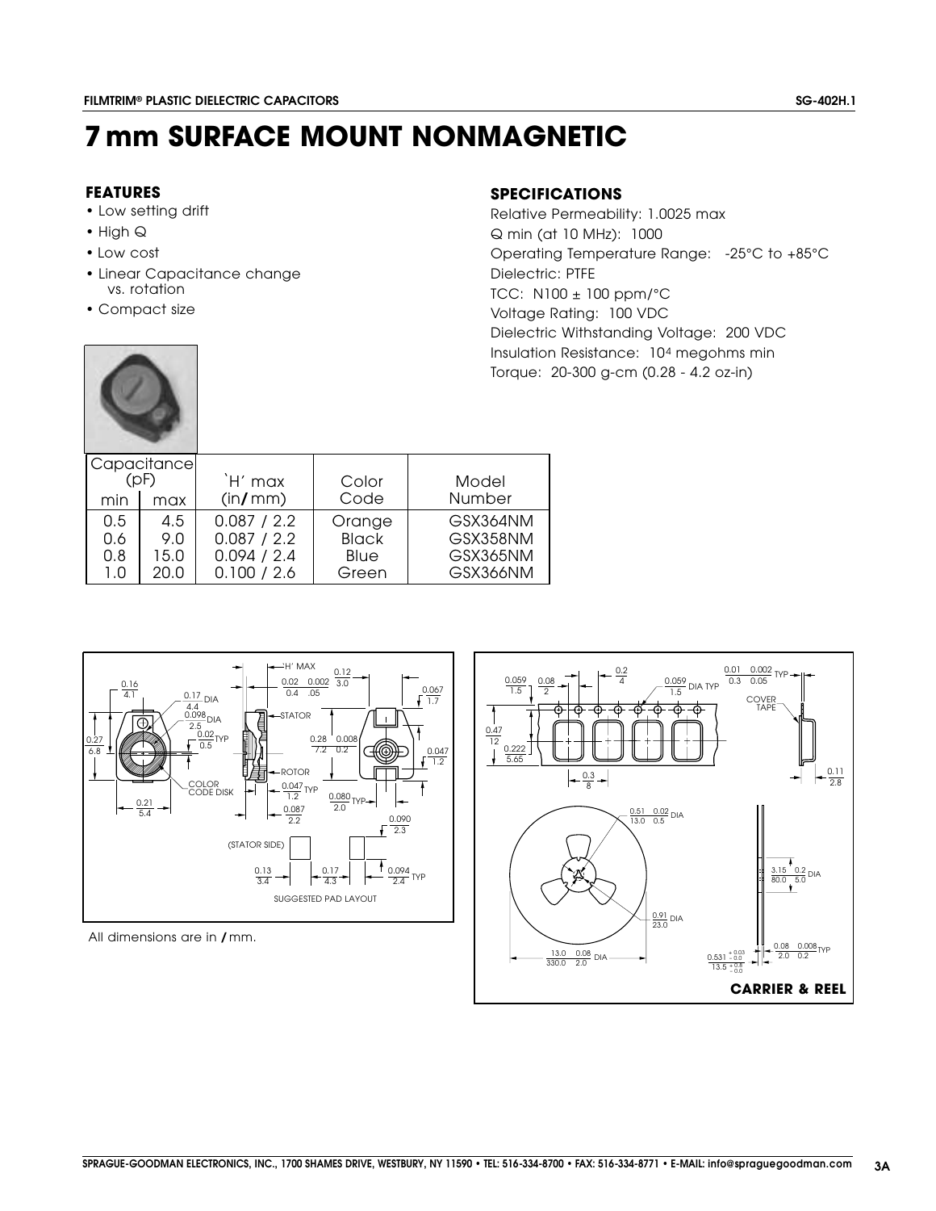# 7 mm SURFACE MOUNT NONMAGNETIC

## FEATURES

- Low setting drift
- High Q
- Low cost
- Linear Capacitance change vs. rotation
- Compact size

## SPECIFICATIONS

Relative Permeability: 1.0025 max
Q min (at 10 MHz): 1000
Operating Temperature Range: -25°C to +85°C
Dielectric: PTFE
TCC: N100 ± 100 ppm/°C
Voltage Rating: 100 VDC
Dielectric Withstanding Voltage: 200 VDC
Insulation Resistance: $10^4$ megohms min
Torque: 20-300 g-cm (0.28 - 4.2 oz-in)

| Capacitance (pF) min | Capacitance (pF) max | 'H' max (in/mm) | Color Code | Model Number |
|---|---|---|---|---|
| 0.5 | 4.5 | 0.087 / 2.2 | Orange | GSX364NM |
| 0.6 | 9.0 | 0.087 / 2.2 | Black | GSX358NM |
| 0.8 | 15.0 | 0.094 / 2.4 | Blue | GSX365NM |
| 1.0 | 20.0 | 0.100 / 2.6 | Green | GSX366NM |

All dimensions are in / mm.

**CARRIER & REEL**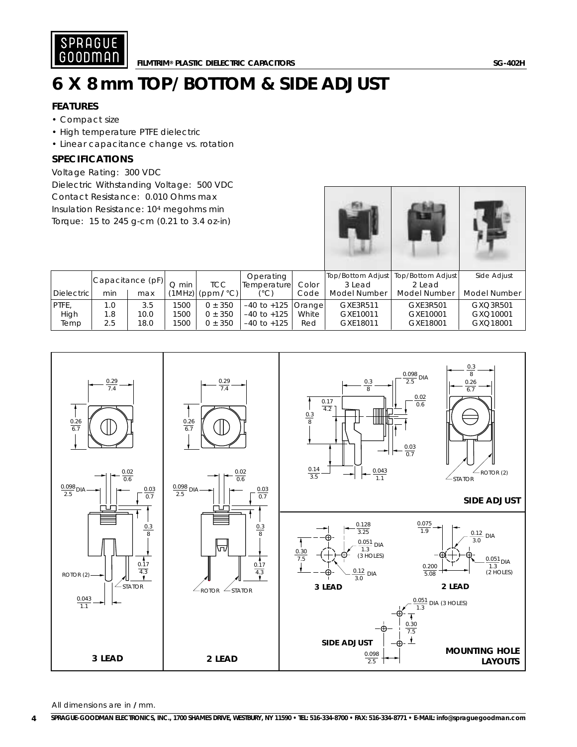# 6 X 8 mm TOP/BOTTOM & SIDE ADJUST

FILMTRIM® PLASTIC DIELECTRIC CAPACITORS

### FEATURES

- Compact size
- High temperature PTFE dielectric
- Linear capacitance change vs. rotation

### SPECIFICATIONS

Voltage Rating: 300 VDC
Dielectric Withstanding Voltage: 500 VDC
Contact Resistance: 0.010 Ohms max
Insulation Resistance: $10^4$ megohms min
Torque: 15 to 245 g-cm (0.21 to 3.4 oz-in)

| Dielectric | Capacitance (pF) min | Capacitance (pF) max | Q min (1MHz) | TCC (ppm/°C) | Operating Temperature (°C) | Color Code | Top/Bottom Adjust 3 Lead Model Number | Top/Bottom Adjust 2 Lead Model Number | Side Adjust Model Number |
|---|---|---|---|---|---|---|---|---|---|
| PTFE, | 1.0 | 3.5 | 1500 | 0 ± 350 | –40 to +125 | Orange | GXE3R511 | GXE3R501 | GXQ3R501 |
| High | 1.8 | 10.0 | 1500 | 0 ± 350 | –40 to +125 | White | GXE10011 | GXE10001 | GXQ10001 |
| Temp | 2.5 | 18.0 | 1500 | 0 ± 350 | –40 to +125 | Red | GXE18011 | GXE18001 | GXQ18001 |

3 LEAD

2 LEAD

SIDE ADJUST

MOUNTING HOLE LAYOUTS

All dimensions are in / mm.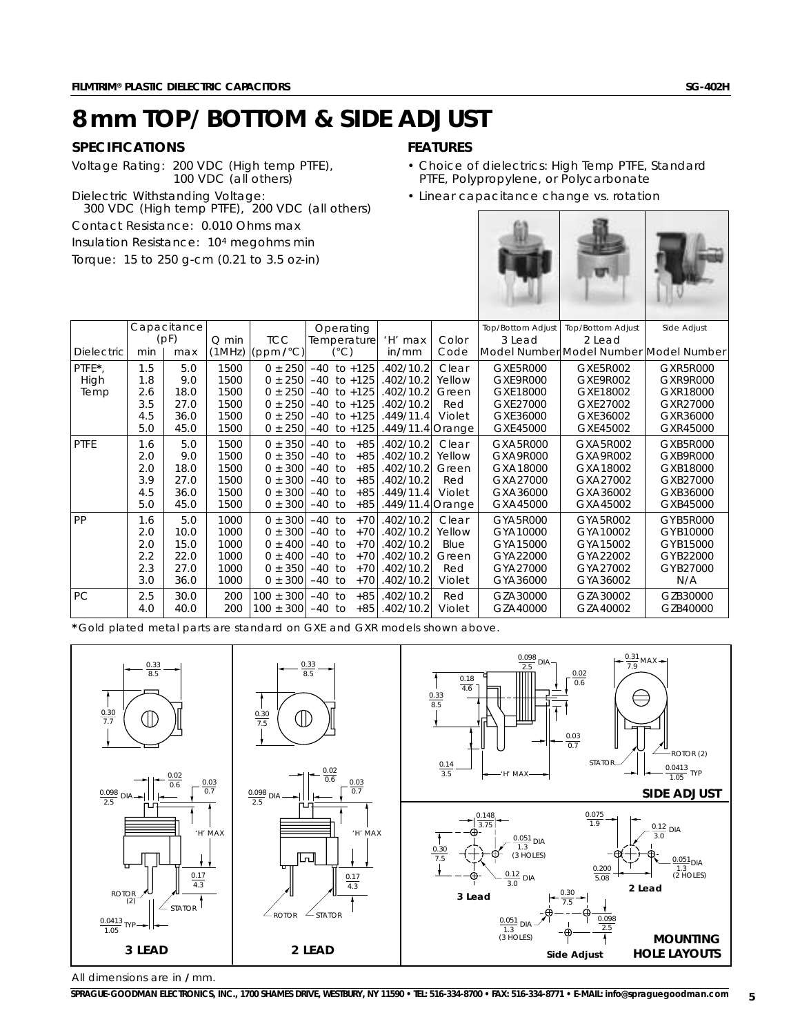# 8 mm TOP/BOTTOM & SIDE ADJUST

## SPECIFICATIONS

Voltage Rating: 200 VDC (High temp PTFE), 100 VDC (all others)

Dielectric Withstanding Voltage: 300 VDC (High temp PTFE), 200 VDC (all others)

Contact Resistance: 0.010 Ohms max

Insulation Resistance: $10^4$ megohms min

Torque: 15 to 250 g-cm (0.21 to 3.5 oz-in)

## FEATURES

- Choice of dielectrics: High Temp PTFE, Standard PTFE, Polypropylene, or Polycarbonate
- Linear capacitance change vs. rotation

| Dielectric | Capacitance (pF) min | Capacitance (pF) max | Q min (1MHz) | TCC (ppm/°C) | Operating Temperature (°C) | 'H' max in/mm | Color Code | Top/Bottom Adjust 3 Lead Model Number | Top/Bottom Adjust 2 Lead Model Number | Side Adjust Model Number |
|---|---|---|---|---|---|---|---|---|---|---|
| PTFE*, High Temp | 1.5 | 5.0 | 1500 | 0 ± 250 | –40 to +125 | .402/10.2 | Clear | GXE5R000 | GXE5R002 | GXR5R000 |
| | 1.8 | 9.0 | 1500 | 0 ± 250 | –40 to +125 | .402/10.2 | Yellow | GXE9R000 | GXE9R002 | GXR9R000 |
| | 2.6 | 18.0 | 1500 | 0 ± 250 | –40 to +125 | .402/10.2 | Green | GXE18000 | GXE18002 | GXR18000 |
| | 3.5 | 27.0 | 1500 | 0 ± 250 | –40 to +125 | .402/10.2 | Red | GXE27000 | GXE27002 | GXR27000 |
| | 4.5 | 36.0 | 1500 | 0 ± 250 | –40 to +125 | .449/11.4 | Violet | GXE36000 | GXE36002 | GXR36000 |
| | 5.0 | 45.0 | 1500 | 0 ± 250 | –40 to +125 | .449/11.4 | Orange | GXE45000 | GXE45002 | GXR45000 |
| PTFE | 1.6 | 5.0 | 1500 | 0 ± 350 | –40 to +85 | .402/10.2 | Clear | GXA5R000 | GXA5R002 | GXB5R000 |
| | 2.0 | 9.0 | 1500 | 0 ± 350 | –40 to +85 | .402/10.2 | Yellow | GXA9R000 | GXA9R002 | GXB9R000 |
| | 2.0 | 18.0 | 1500 | 0 ± 300 | –40 to +85 | .402/10.2 | Green | GXA18000 | GXA18002 | GXB18000 |
| | 3.9 | 27.0 | 1500 | 0 ± 300 | –40 to +85 | .402/10.2 | Red | GXA27000 | GXA27002 | GXB27000 |
| | 4.5 | 36.0 | 1500 | 0 ± 300 | –40 to +85 | .449/11.4 | Violet | GXA36000 | GXA36002 | GXB36000 |
| | 5.0 | 45.0 | 1500 | 0 ± 300 | –40 to +85 | .449/11.4 | Orange | GXA45000 | GXA45002 | GXB45000 |
| PP | 1.6 | 5.0 | 1000 | 0 ± 300 | –40 to +70 | .402/10.2 | Clear | GYA5R000 | GYA5R002 | GYB5R000 |
| | 2.0 | 10.0 | 1000 | 0 ± 300 | –40 to +70 | .402/10.2 | Yellow | GYA10000 | GYA10002 | GYB10000 |
| | 2.0 | 15.0 | 1000 | 0 ± 400 | –40 to +70 | .402/10.2 | Blue | GYA15000 | GYA15002 | GYB15000 |
| | 2.2 | 22.0 | 1000 | 0 ± 400 | –40 to +70 | .402/10.2 | Green | GYA22000 | GYA22002 | GYB22000 |
| | 2.3 | 27.0 | 1000 | 0 ± 350 | –40 to +70 | .402/10.2 | Red | GYA27000 | GYA27002 | GYB27000 |
| | 3.0 | 36.0 | 1000 | 0 ± 300 | –40 to +70 | .402/10.2 | Violet | GYA36000 | GYA36002 | N/A |
| PC | 2.5 | 30.0 | 200 | 100 ± 300 | –40 to +85 | .402/10.2 | Red | GZA30000 | GZA30002 | GZB30000 |
| | 4.0 | 40.0 | 200 | 100 ± 300 | –40 to +85 | .402/10.2 | Violet | GZA40000 | GZA40002 | GZB40000 |

*Gold plated metal parts are standard on GXE and GXR models shown above.

**3 LEAD** — 0.33/8.5; 0.30/7.7; 0.02/0.6; 0.03/0.7; 0.098/2.5 DIA; 'H' MAX; 0.17/4.3; ROTOR (2); STATOR; 0.0413/1.05 TYP

**2 LEAD** — 0.33/8.5; 0.30/7.5; 0.02/0.6; 0.03/0.7; 0.098/2.5 DIA; 'H' MAX; 0.17/4.3; ROTOR; STATOR

**SIDE ADJUST** — 0.098/2.5 DIA; 0.31/7.9 MAX; 0.18/4.6; 0.02/0.6; 0.33/8.5; 0.03/0.7; 0.14/3.5; 'H' MAX; STATOR; ROTOR (2); 0.0413/1.05 TYP

**MOUNTING HOLE LAYOUTS**

3 Lead — 0.148/3.75; 0.051/1.3 DIA (3 HOLES); 0.30/7.5; 0.12/3.0 DIA

2 Lead — 0.075/1.9; 0.12/3.0 DIA; 0.051/1.3 DIA (2 HOLES); 0.200/5.08

Side Adjust — 0.30/7.5; 0.051/1.3 DIA (3 HOLES); 0.098/2.5

All dimensions are in / mm.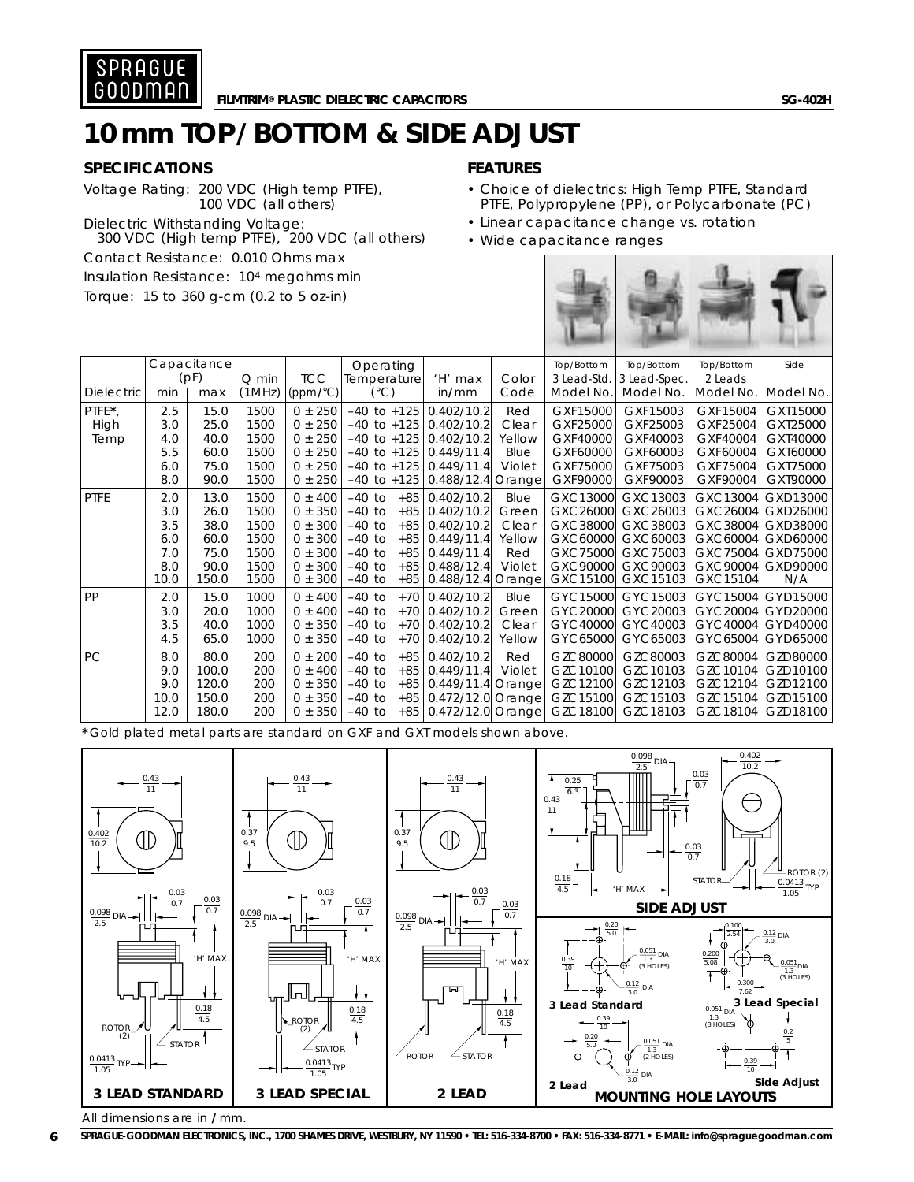# 10 mm TOP/BOTTOM & SIDE ADJUST

## SPECIFICATIONS

Voltage Rating: 200 VDC (High temp PTFE), 100 VDC (all others)

Dielectric Withstanding Voltage: 300 VDC (High temp PTFE), 200 VDC (all others)

Contact Resistance: 0.010 Ohms max

Insulation Resistance: $10^4$ megohms min

Torque: 15 to 360 g-cm (0.2 to 5 oz-in)

## FEATURES

- Choice of dielectrics: High Temp PTFE, Standard PTFE, Polypropylene (PP), or Polycarbonate (PC)
- Linear capacitance change vs. rotation
- Wide capacitance ranges

| Dielectric | Capacitance (pF) min | Capacitance (pF) max | Q min (1MHz) | TCC (ppm/°C) | Operating Temperature (°C) | 'H' max in/mm | Color Code | Top/Bottom 3 Lead-Std. Model No. | Top/Bottom 3 Lead-Spec. Model No. | Top/Bottom 2 Leads Model No. | Side Model No. |
|---|---|---|---|---|---|---|---|---|---|---|---|
| PTFE*, High Temp | 2.5 | 15.0 | 1500 | 0 ± 250 | –40 to +125 | 0.402/10.2 | Red | GXF15000 | GXF15003 | GXF15004 | GXT15000 |
| | 3.0 | 25.0 | 1500 | 0 ± 250 | –40 to +125 | 0.402/10.2 | Clear | GXF25000 | GXF25003 | GXF25004 | GXT25000 |
| | 4.0 | 40.0 | 1500 | 0 ± 250 | –40 to +125 | 0.402/10.2 | Yellow | GXF40000 | GXF40003 | GXF40004 | GXT40000 |
| | 5.5 | 60.0 | 1500 | 0 ± 250 | –40 to +125 | 0.449/11.4 | Blue | GXF60000 | GXF60003 | GXF60004 | GXT60000 |
| | 6.0 | 75.0 | 1500 | 0 ± 250 | –40 to +125 | 0.449/11.4 | Violet | GXF75000 | GXF75003 | GXF75004 | GXT75000 |
| | 8.0 | 90.0 | 1500 | 0 ± 250 | –40 to +125 | 0.488/12.4 | Orange | GXF90000 | GXF90003 | GXF90004 | GXT90000 |
| PTFE | 2.0 | 13.0 | 1500 | 0 ± 400 | –40 to +85 | 0.402/10.2 | Blue | GXC13000 | GXC13003 | GXC13004 | GXD13000 |
| | 3.0 | 26.0 | 1500 | 0 ± 350 | –40 to +85 | 0.402/10.2 | Green | GXC26000 | GXC26003 | GXC26004 | GXD26000 |
| | 3.5 | 38.0 | 1500 | 0 ± 300 | –40 to +85 | 0.402/10.2 | Clear | GXC38000 | GXC38003 | GXC38004 | GXD38000 |
| | 6.0 | 60.0 | 1500 | 0 ± 300 | –40 to +85 | 0.449/11.4 | Yellow | GXC60000 | GXC60003 | GXC60004 | GXD60000 |
| | 7.0 | 75.0 | 1500 | 0 ± 300 | –40 to +85 | 0.449/11.4 | Red | GXC75000 | GXC75003 | GXC75004 | GXD75000 |
| | 8.0 | 90.0 | 1500 | 0 ± 300 | –40 to +85 | 0.488/12.4 | Violet | GXC90000 | GXC90003 | GXC90004 | GXD90000 |
| | 10.0 | 150.0 | 1500 | 0 ± 300 | –40 to +85 | 0.488/12.4 | Orange | GXC15100 | GXC15103 | GXC15104 | N/A |
| PP | 2.0 | 15.0 | 1000 | 0 ± 400 | –40 to +70 | 0.402/10.2 | Blue | GYC15000 | GYC15003 | GYC15004 | GYD15000 |
| | 3.0 | 20.0 | 1000 | 0 ± 400 | –40 to +70 | 0.402/10.2 | Green | GYC20000 | GYC20003 | GYC20004 | GYD20000 |
| | 3.5 | 40.0 | 1000 | 0 ± 350 | –40 to +70 | 0.402/10.2 | Clear | GYC40000 | GYC40003 | GYC40004 | GYD40000 |
| | 4.5 | 65.0 | 1000 | 0 ± 350 | –40 to +70 | 0.402/10.2 | Yellow | GYC65000 | GYC65003 | GYC65004 | GYD65000 |
| PC | 8.0 | 80.0 | 200 | 0 ± 200 | –40 to +85 | 0.402/10.2 | Red | GZC80000 | GZC80003 | GZC80004 | GZD80000 |
| | 9.0 | 100.0 | 200 | 0 ± 400 | –40 to +85 | 0.449/11.4 | Violet | GZC10100 | GZC10103 | GZC10104 | GZD10100 |
| | 9.0 | 120.0 | 200 | 0 ± 350 | –40 to +85 | 0.449/11.4 | Orange | GZC12100 | GZC12103 | GZC12104 | GZD12100 |
| | 10.0 | 150.0 | 200 | 0 ± 350 | –40 to +85 | 0.472/12.0 | Orange | GZC15100 | GZC15103 | GZC15104 | GZD15100 |
| | 12.0 | 180.0 | 200 | 0 ± 350 | –40 to +85 | 0.472/12.0 | Orange | GZC18100 | GZC18103 | GZC18104 | GZD18100 |

*Gold plated metal parts are standard on GXF and GXT models shown above.

**3 LEAD STANDARD** | **3 LEAD SPECIAL** | **2 LEAD** | **SIDE ADJUST** | **MOUNTING HOLE LAYOUTS** (3 Lead Standard, 3 Lead Special, 2 Lead, Side Adjust)

All dimensions are in / mm.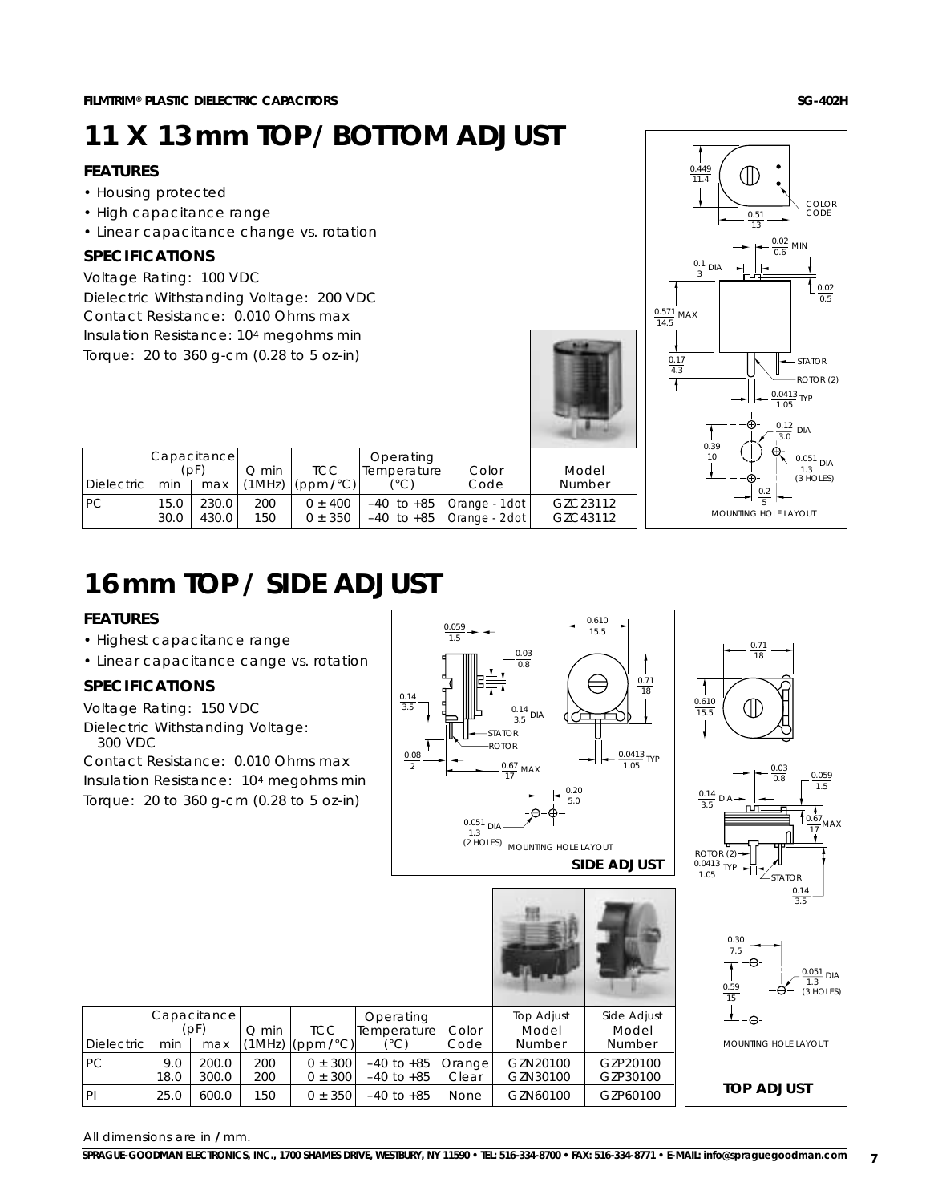# 11 X 13 mm TOP / BOTTOM ADJUST

### FEATURES

- Housing protected
- High capacitance range
- Linear capacitance change vs. rotation

### SPECIFICATIONS

Voltage Rating: 100 VDC
Dielectric Withstanding Voltage: 200 VDC
Contact Resistance: 0.010 Ohms max
Insulation Resistance: 10[4] megohms min
Torque: 20 to 360 g-cm (0.28 to 5 oz-in)

| Dielectric | Capacitance (pF) min | max | Q min (1MHz) | TCC (ppm/°C) | Operating Temperature (°C) | Color Code | Model Number |
|---|---|---|---|---|---|---|---|
| PC | 15.0 | 230.0 | 200 | 0 ± 400 | –40 to +85 | Orange - 1dot | GZC23112 |
| | 30.0 | 430.0 | 150 | 0 ± 350 | –40 to +85 | Orange - 2dot | GZC43112 |

# 16 mm TOP / SIDE ADJUST

### FEATURES

- Highest capacitance range
- Linear capacitance cange vs. rotation

### SPECIFICATIONS

Voltage Rating: 150 VDC
Dielectric Withstanding Voltage: 300 VDC
Contact Resistance: 0.010 Ohms max
Insulation Resistance: 10[4] megohms min
Torque: 20 to 360 g-cm (0.28 to 5 oz-in)

| Dielectric | Capacitance (pF) min | max | Q min (1MHz) | TCC (ppm/°C) | Operating Temperature (°C) | Color Code | Top Adjust Model Number | Side Adjust Model Number |
|---|---|---|---|---|---|---|---|---|
| PC | 9.0 | 200.0 | 200 | 0 ± 300 | –40 to +85 | Orange | GZN20100 | GZP20100 |
| | 18.0 | 300.0 | 200 | 0 ± 300 | –40 to +85 | Clear | GZN30100 | GZP30100 |
| PI | 25.0 | 600.0 | 150 | 0 ± 350 | –40 to +85 | None | GZN60100 | GZP60100 |

All dimensions are in / mm.

SPRAGUE-GOODMAN ELECTRONICS, INC., 1700 SHAMES DRIVE, WESTBURY, NY 11590 • TEL: 516-334-8700 • FAX: 516-334-8771 • E-MAIL: info@spraguegoodman.com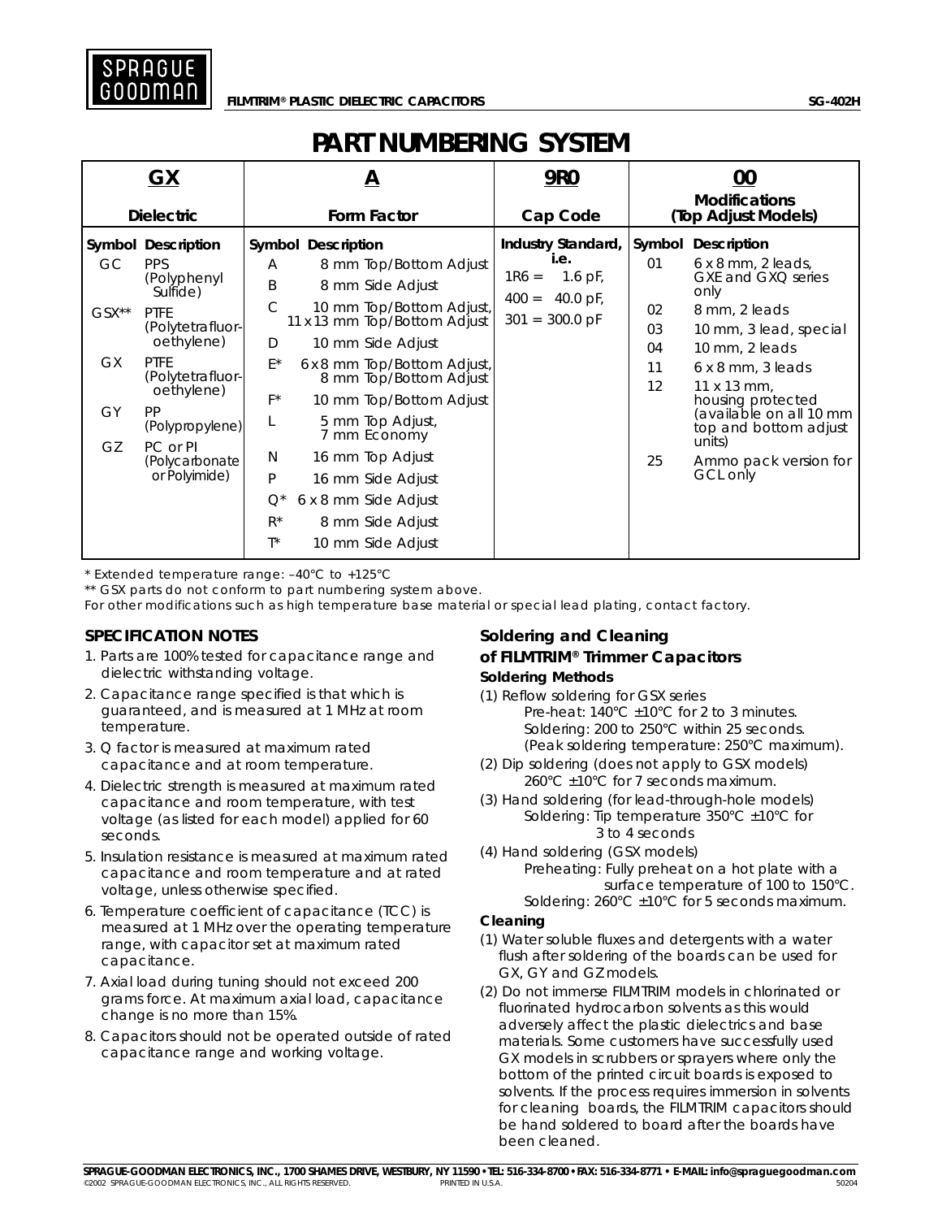## FILMTRIM® PLASTIC DIELECTRIC CAPACITORS

# PART NUMBERING SYSTEM

| GX | | A | | 9R0 | 00 | |
|---|---|---|---|---|---|---|
| **Dielectric** | | **Form Factor** | | **Cap Code** | **Modifications (Top Adjust Models)** | |
| **Symbol** | **Description** | **Symbol** | **Description** | **Industry Standard, i.e.** | **Symbol** | **Description** |
| GC | PPS (Polyphenyl Sulfide) | A | 8 mm Top/Bottom Adjust | 1R6 = 1.6 pF, | 01 | 6 x 8 mm, 2 leads, GXE and GXQ series only |
| GSX** | PTFE (Polytetrafluor-oethylene) | B | 8 mm Side Adjust | 400 = 40.0 pF, | 02 | 8 mm, 2 leads |
| GX | PTFE (Polytetrafluor-oethylene) | C | 10 mm Top/Bottom Adjust, 11 x 13 mm Top/Bottom Adjust | 301 = 300.0 pF | 03 | 10 mm, 3 lead, special |
| GY | PP (Polypropylene) | D | 10 mm Side Adjust | | 04 | 10 mm, 2 leads |
| GZ | PC or PI (Polycarbonate or Polyimide) | E* | 6 x 8 mm Top/Bottom Adjust, 8 mm Top/Bottom Adjust | | 11 | 6 x 8 mm, 3 leads |
| | | F* | 10 mm Top/Bottom Adjust | | 12 | 11 x 13 mm, housing protected (available on all 10 mm top and bottom adjust units) |
| | | L | 5 mm Top Adjust, 7 mm Economy | | 25 | Ammo pack version for GCL only |
| | | N | 16 mm Top Adjust | | | |
| | | P | 16 mm Side Adjust | | | |
| | | Q* | 6 x 8 mm Side Adjust | | | |
| | | R* | 8 mm Side Adjust | | | |
| | | T* | 10 mm Side Adjust | | | |

\* Extended temperature range: –40°C to +125°C

\** GSX parts do not conform to part numbering system above.

For other modifications such as high temperature base material or special lead plating, contact factory.

### SPECIFICATION NOTES

1. Parts are 100% tested for capacitance range and dielectric withstanding voltage.
2. Capacitance range specified is that which is guaranteed, and is measured at 1 MHz at room temperature.
3. Q factor is measured at maximum rated capacitance and at room temperature.
4. Dielectric strength is measured at maximum rated capacitance and room temperature, with test voltage (as listed for each model) applied for 60 seconds.
5. Insulation resistance is measured at maximum rated capacitance and room temperature and at rated voltage, unless otherwise specified.
6. Temperature coefficient of capacitance (TCC) is measured at 1 MHz over the operating temperature range, with capacitor set at maximum rated capacitance.
7. Axial load during tuning should not exceed 200 grams force. At maximum axial load, capacitance change is no more than 15%.
8. Capacitors should not be operated outside of rated capacitance range and working voltage.

### Soldering and Cleaning of FILMTRIM® Trimmer Capacitors

**Soldering Methods**

(1) Reflow soldering for GSX series
 Pre-heat: 140°C ±10°C for 2 to 3 minutes.
 Soldering: 200 to 250°C within 25 seconds.
 (Peak soldering temperature: 250°C maximum).

(2) Dip soldering (does not apply to GSX models)
 260°C ±10°C for 7 seconds maximum.

(3) Hand soldering (for lead-through-hole models)
 Soldering: Tip temperature 350°C ±10°C for 3 to 4 seconds

(4) Hand soldering (GSX models)
 Preheating: Fully preheat on a hot plate with a surface temperature of 100 to 150°C.
 Soldering: 260°C ±10°C for 5 seconds maximum.

**Cleaning**

(1) Water soluble fluxes and detergents with a water flush after soldering of the boards can be used for GX, GY and GZ models.

(2) Do not immerse FILMTRIM models in chlorinated or fluorinated hydrocarbon solvents as this would adversely affect the plastic dielectrics and base materials. Some customers have successfully used GX models in scrubbers or sprayers where only the bottom of the printed circuit boards is exposed to solvents. If the process requires immersion in solvents for cleaning boards, the FILMTRIM capacitors should be hand soldered to board after the boards have been cleaned.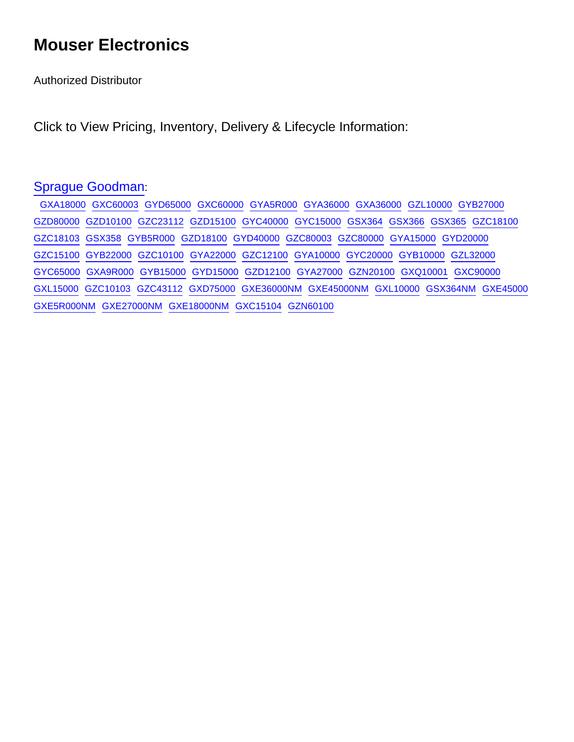# Mouser Electronics

Authorized Distributor

Click to View Pricing, Inventory, Delivery & Lifecycle Information:

Sprague Goodman:

GXA18000 GXC60003 GYD65000 GXC60000 GYA5R000 GYA36000 GXA36000 GZL10000 GYB27000 GZD80000 GZD10100 GZC23112 GZD15100 GYC40000 GYC15000 GSX364 GSX366 GSX365 GZC18100 GZC18103 GSX358 GYB5R000 GZD18100 GYD40000 GZC80003 GZC80000 GYA15000 GYD20000 GZC15100 GYB22000 GZC10100 GYA22000 GZC12100 GYA10000 GYC20000 GYB10000 GZL32000 GYC65000 GXA9R000 GYB15000 GYD15000 GZD12100 GYA27000 GZN20100 GXQ10001 GXC90000 GXL15000 GZC10103 GZC43112 GXD75000 GXE36000NM GXE45000NM GXL10000 GSX364NM GXE45000 GXE5R000NM GXE27000NM GXE18000NM GXC15104 GZN60100